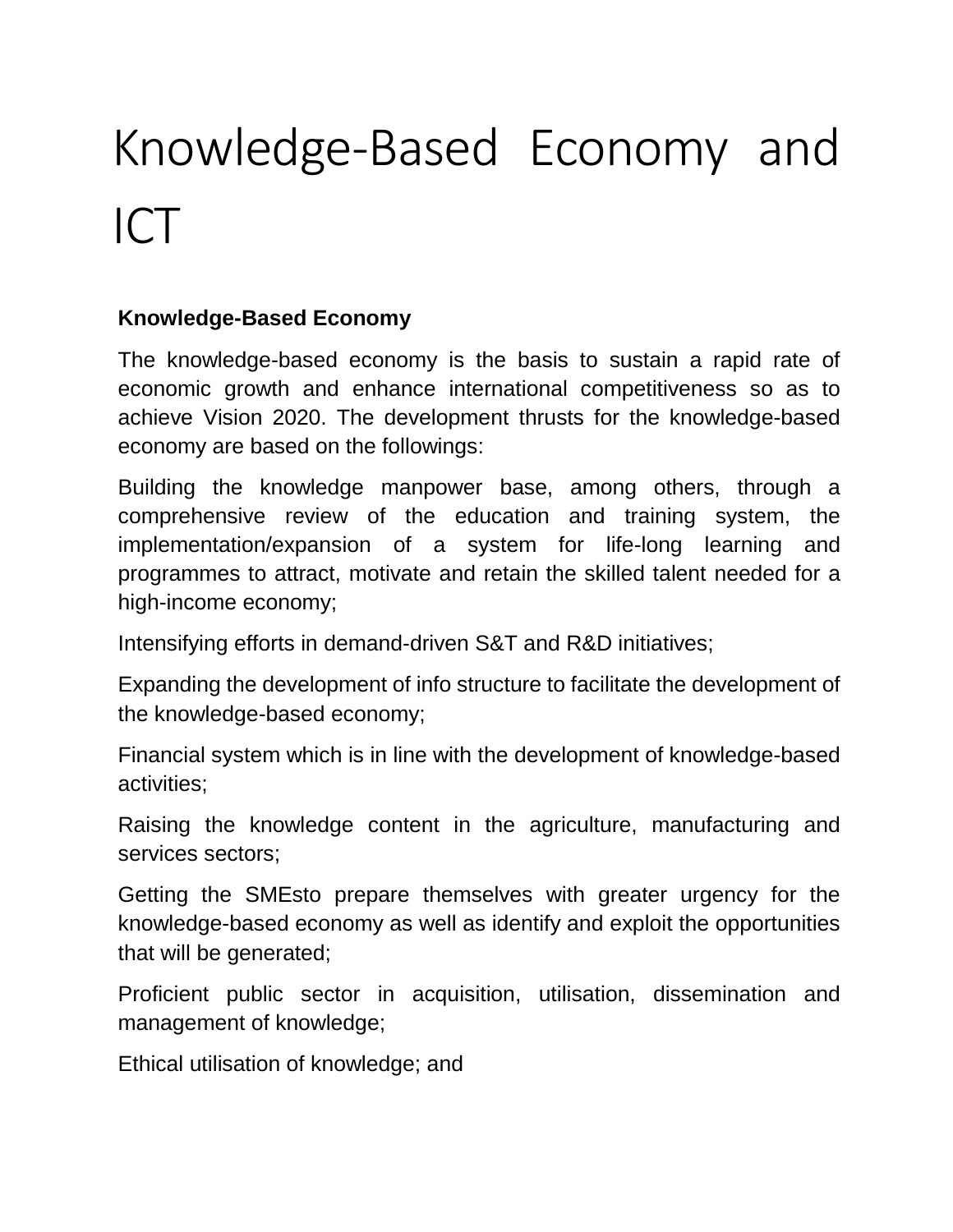# Knowledge-Based Economy and ICT

**Knowledge-Based Economy**

The knowledge-based economy is the basis to sustain a rapid rate of economic growth and enhance international competitiveness so as to achieve Vision 2020. The development thrusts for the knowledge-based economy are based on the followings:

Building the knowledge manpower base, among others, through a comprehensive review of the education and training system, the implementation/expansion of a system for life-long learning and programmes to attract, motivate and retain the skilled talent needed for a high-income economy;

Intensifying efforts in demand-driven S&T and R&D initiatives;

Expanding the development of info structure to facilitate the development of the knowledge-based economy;

Financial system which is in line with the development of knowledge-based activities;

Raising the knowledge content in the agriculture, manufacturing and services sectors;

Getting the SMEsto prepare themselves with greater urgency for the knowledge-based economy as well as identify and exploit the opportunities that will be generated;

Proficient public sector in acquisition, utilisation, dissemination and management of knowledge;

Ethical utilisation of knowledge; and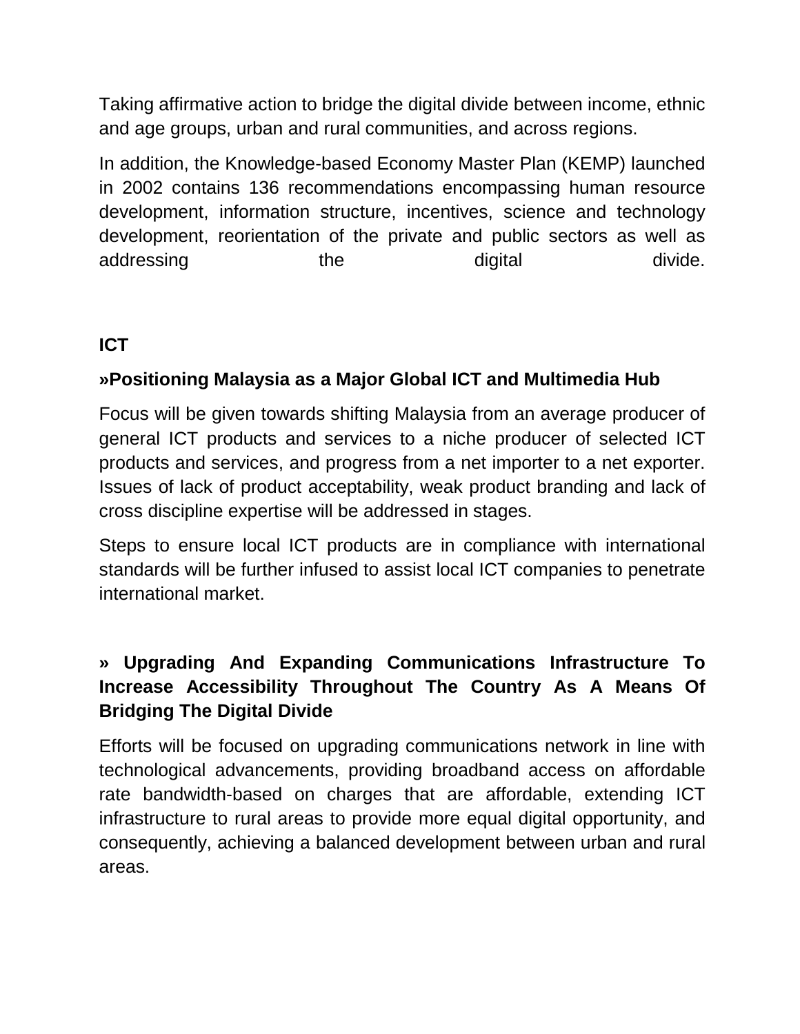Taking affirmative action to bridge the digital divide between income, ethnic and age groups, urban and rural communities, and across regions.

In addition, the Knowledge-based Economy Master Plan (KEMP) launched in 2002 contains 136 recommendations encompassing human resource development, information structure, incentives, science and technology development, reorientation of the private and public sectors as well as addressing the digital divide.

**ICT**

**»Positioning Malaysia as a Major Global ICT and Multimedia Hub**

Focus will be given towards shifting Malaysia from an average producer of general ICT products and services to a niche producer of selected ICT products and services, and progress from a net importer to a net exporter. Issues of lack of product acceptability, weak product branding and lack of cross discipline expertise will be addressed in stages.

Steps to ensure local ICT products are in compliance with international standards will be further infused to assist local ICT companies to penetrate international market.

**» Upgrading And Expanding Communications Infrastructure To Increase Accessibility Throughout The Country As A Means Of Bridging The Digital Divide**

Efforts will be focused on upgrading communications network in line with technological advancements, providing broadband access on affordable rate bandwidth-based on charges that are affordable, extending ICT infrastructure to rural areas to provide more equal digital opportunity, and consequently, achieving a balanced development between urban and rural areas.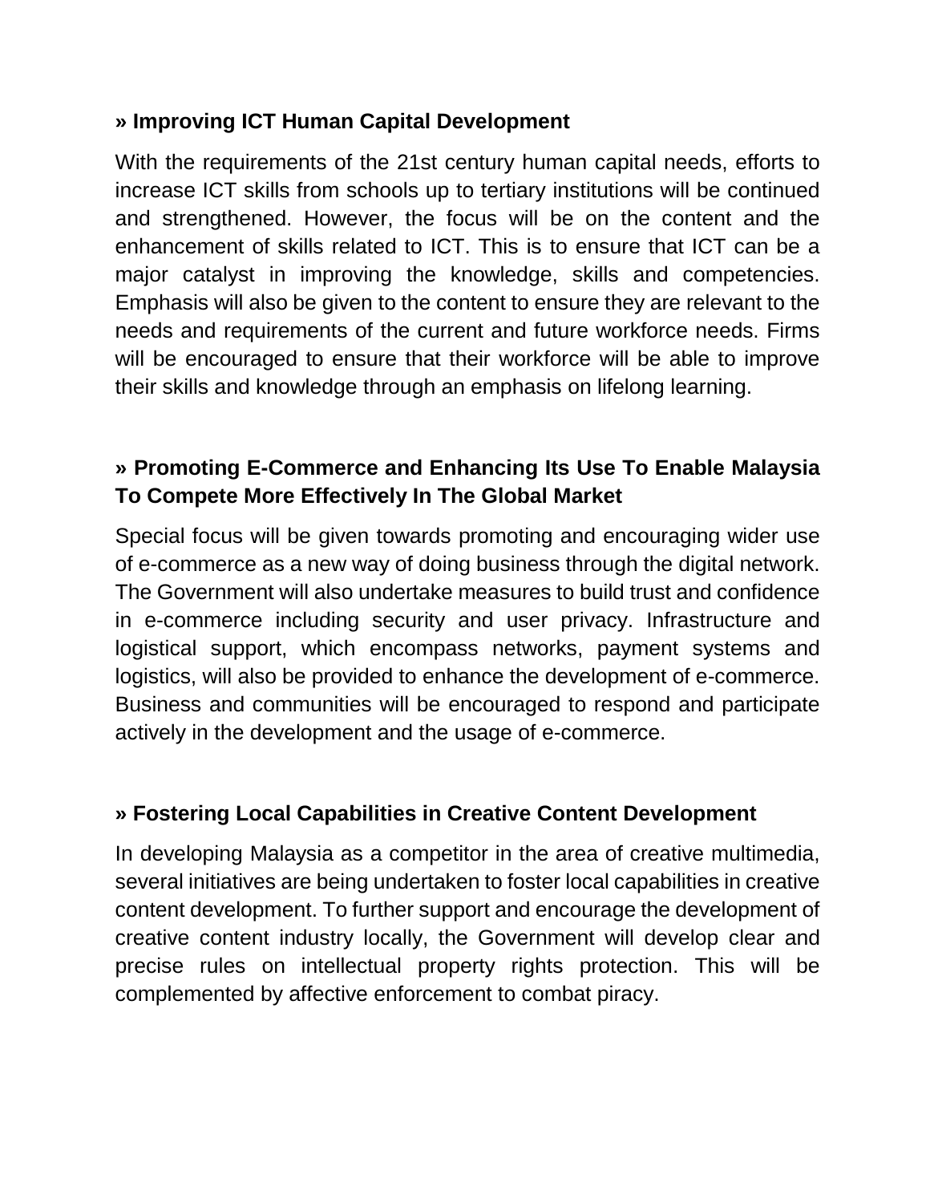### » Improving ICT Human Capital Development

With the requirements of the 21st century human capital needs, efforts to increase ICT skills from schools up to tertiary institutions will be continued and strengthened. However, the focus will be on the content and the enhancement of skills related to ICT. This is to ensure that ICT can be a major catalyst in improving the knowledge, skills and competencies. Emphasis will also be given to the content to ensure they are relevant to the needs and requirements of the current and future workforce needs. Firms will be encouraged to ensure that their workforce will be able to improve their skills and knowledge through an emphasis on lifelong learning.

### » Promoting E-Commerce and Enhancing Its Use To Enable Malaysia To Compete More Effectively In The Global Market

Special focus will be given towards promoting and encouraging wider use of e-commerce as a new way of doing business through the digital network. The Government will also undertake measures to build trust and confidence in e-commerce including security and user privacy. Infrastructure and logistical support, which encompass networks, payment systems and logistics, will also be provided to enhance the development of e-commerce. Business and communities will be encouraged to respond and participate actively in the development and the usage of e-commerce.

### » Fostering Local Capabilities in Creative Content Development

In developing Malaysia as a competitor in the area of creative multimedia, several initiatives are being undertaken to foster local capabilities in creative content development. To further support and encourage the development of creative content industry locally, the Government will develop clear and precise rules on intellectual property rights protection. This will be complemented by affective enforcement to combat piracy.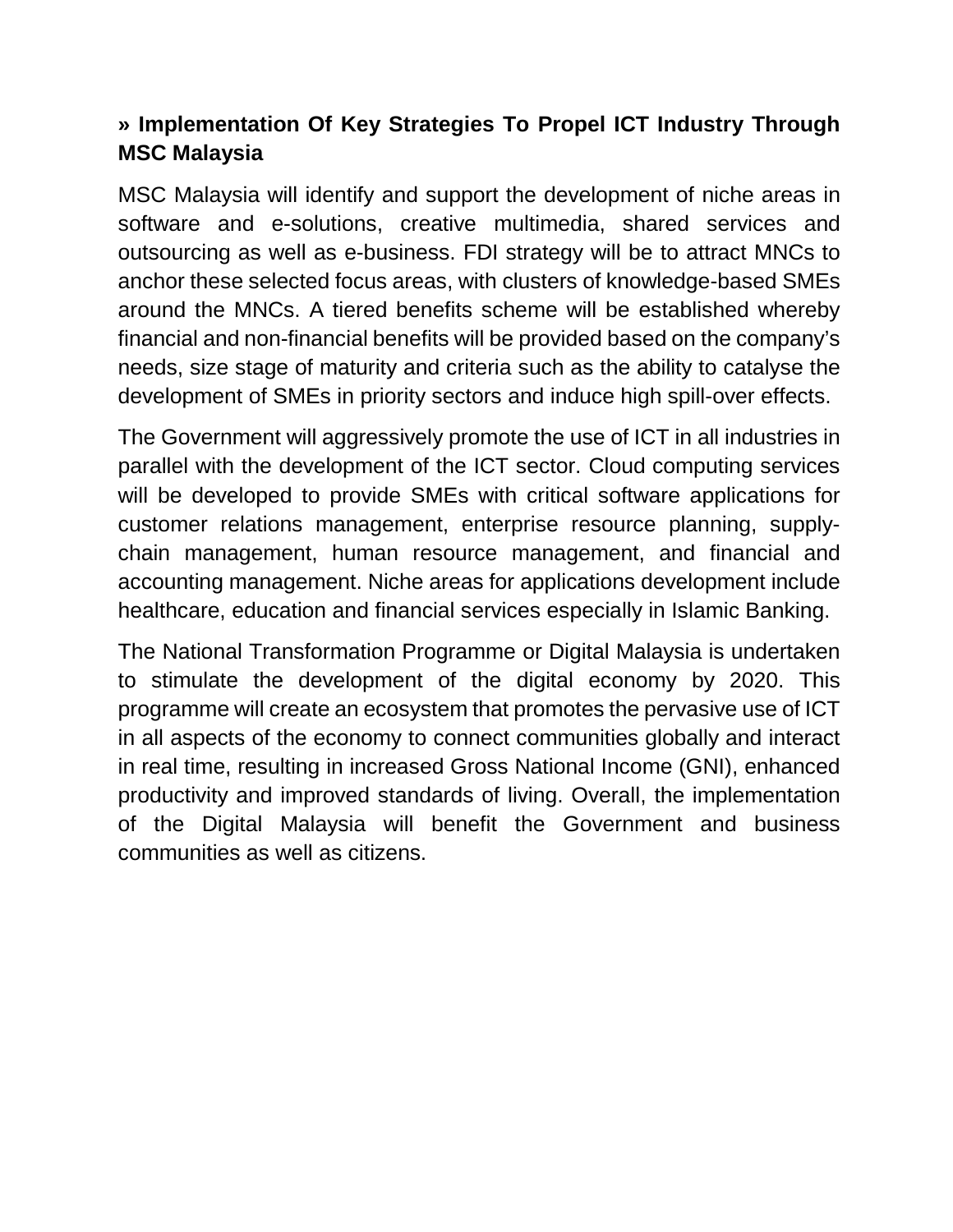### » Implementation Of Key Strategies To Propel ICT Industry Through MSC Malaysia

MSC Malaysia will identify and support the development of niche areas in software and e-solutions, creative multimedia, shared services and outsourcing as well as e-business. FDI strategy will be to attract MNCs to anchor these selected focus areas, with clusters of knowledge-based SMEs around the MNCs. A tiered benefits scheme will be established whereby financial and non-financial benefits will be provided based on the company's needs, size stage of maturity and criteria such as the ability to catalyse the development of SMEs in priority sectors and induce high spill-over effects.

The Government will aggressively promote the use of ICT in all industries in parallel with the development of the ICT sector. Cloud computing services will be developed to provide SMEs with critical software applications for customer relations management, enterprise resource planning, supply-chain management, human resource management, and financial and accounting management. Niche areas for applications development include healthcare, education and financial services especially in Islamic Banking.

The National Transformation Programme or Digital Malaysia is undertaken to stimulate the development of the digital economy by 2020. This programme will create an ecosystem that promotes the pervasive use of ICT in all aspects of the economy to connect communities globally and interact in real time, resulting in increased Gross National Income (GNI), enhanced productivity and improved standards of living. Overall, the implementation of the Digital Malaysia will benefit the Government and business communities as well as citizens.